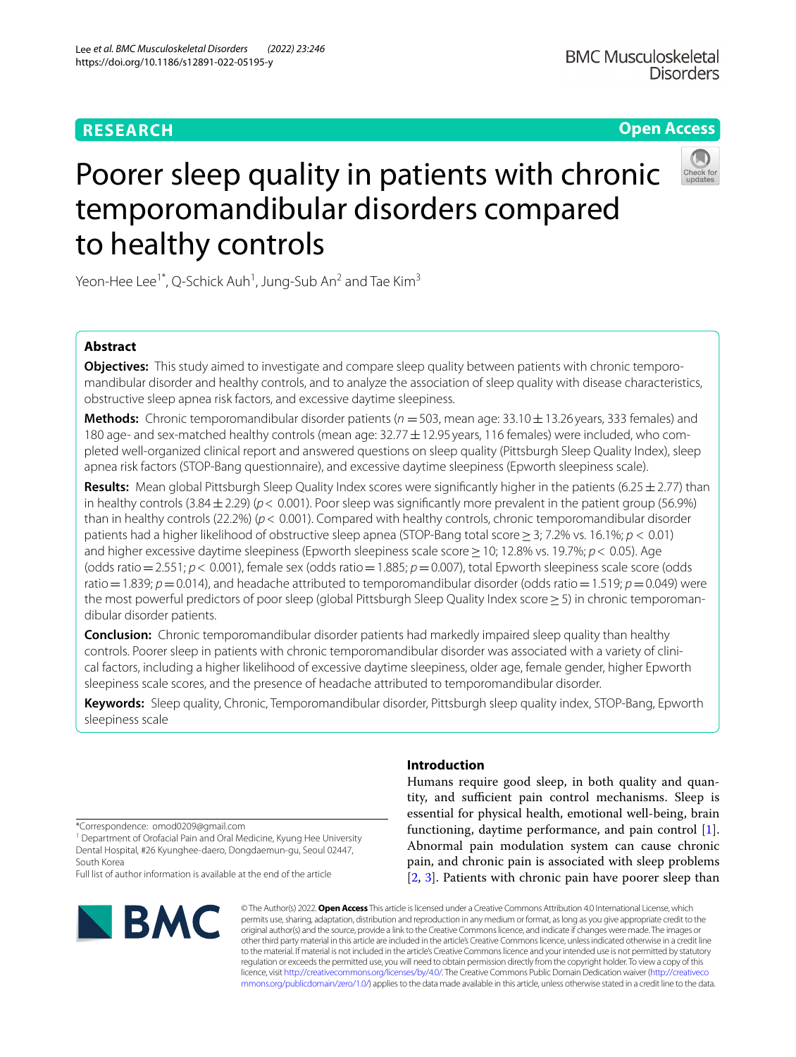# Poorer sleep quality in patients with chronic temporomandibular disorders compared to healthy controls

Yeon-Hee Lee[1*], Q-Schick Auh[1], Jung-Sub An[2] and Tae Kim[3]

## Abstract

**Objectives:** This study aimed to investigate and compare sleep quality between patients with chronic temporomandibular disorder and healthy controls, and to analyze the association of sleep quality with disease characteristics, obstructive sleep apnea risk factors, and excessive daytime sleepiness.

**Methods:** Chronic temporomandibular disorder patients ($n = 503$, mean age: 33.10 ± 13.26 years, 333 females) and 180 age- and sex-matched healthy controls (mean age: 32.77 ± 12.95 years, 116 females) were included, who completed well-organized clinical report and answered questions on sleep quality (Pittsburgh Sleep Quality Index), sleep apnea risk factors (STOP-Bang questionnaire), and excessive daytime sleepiness (Epworth sleepiness scale).

**Results:** Mean global Pittsburgh Sleep Quality Index scores were significantly higher in the patients (6.25 ± 2.77) than in healthy controls (3.84 ± 2.29) ($p < 0.001$). Poor sleep was significantly more prevalent in the patient group (56.9%) than in healthy controls (22.2%) ($p < 0.001$). Compared with healthy controls, chronic temporomandibular disorder patients had a higher likelihood of obstructive sleep apnea (STOP-Bang total score ≥ 3; 7.2% vs. 16.1%; $p < 0.01$) and higher excessive daytime sleepiness (Epworth sleepiness scale score ≥ 10; 12.8% vs. 19.7%; $p < 0.05$). Age (odds ratio = 2.551; $p < 0.001$), female sex (odds ratio = 1.885; $p = 0.007$), total Epworth sleepiness scale score (odds ratio = 1.839; $p = 0.014$), and headache attributed to temporomandibular disorder (odds ratio = 1.519; $p = 0.049$) were the most powerful predictors of poor sleep (global Pittsburgh Sleep Quality Index score ≥ 5) in chronic temporomandibular disorder patients.

**Conclusion:** Chronic temporomandibular disorder patients had markedly impaired sleep quality than healthy controls. Poorer sleep in patients with chronic temporomandibular disorder was associated with a variety of clinical factors, including a higher likelihood of excessive daytime sleepiness, older age, female gender, higher Epworth sleepiness scale scores, and the presence of headache attributed to temporomandibular disorder.

**Keywords:** Sleep quality, Chronic, Temporomandibular disorder, Pittsburgh sleep quality index, STOP-Bang, Epworth sleepiness scale

## Introduction

Humans require good sleep, in both quality and quantity, and sufficient pain control mechanisms. Sleep is essential for physical health, emotional well-being, brain functioning, daytime performance, and pain control [1]. Abnormal pain modulation system can cause chronic pain, and chronic pain is associated with sleep problems [2, 3]. Patients with chronic pain have poorer sleep than

*Correspondence: omod0209@gmail.com

[1] Department of Orofacial Pain and Oral Medicine, Kyung Hee University Dental Hospital, #26 Kyunghee-daero, Dongdaemun-gu, Seoul 02447, South Korea

Full list of author information is available at the end of the article

© The Author(s) 2022. **Open Access** This article is licensed under a Creative Commons Attribution 4.0 International License, which permits use, sharing, adaptation, distribution and reproduction in any medium or format, as long as you give appropriate credit to the original author(s) and the source, provide a link to the Creative Commons licence, and indicate if changes were made. The images or other third party material in this article are included in the article's Creative Commons licence, unless indicated otherwise in a credit line to the material. If material is not included in the article's Creative Commons licence and your intended use is not permitted by statutory regulation or exceeds the permitted use, you will need to obtain permission directly from the copyright holder. To view a copy of this licence, visit http://creativecommons.org/licenses/by/4.0/. The Creative Commons Public Domain Dedication waiver (http://creativecommons.org/publicdomain/zero/1.0/) applies to the data made available in this article, unless otherwise stated in a credit line to the data.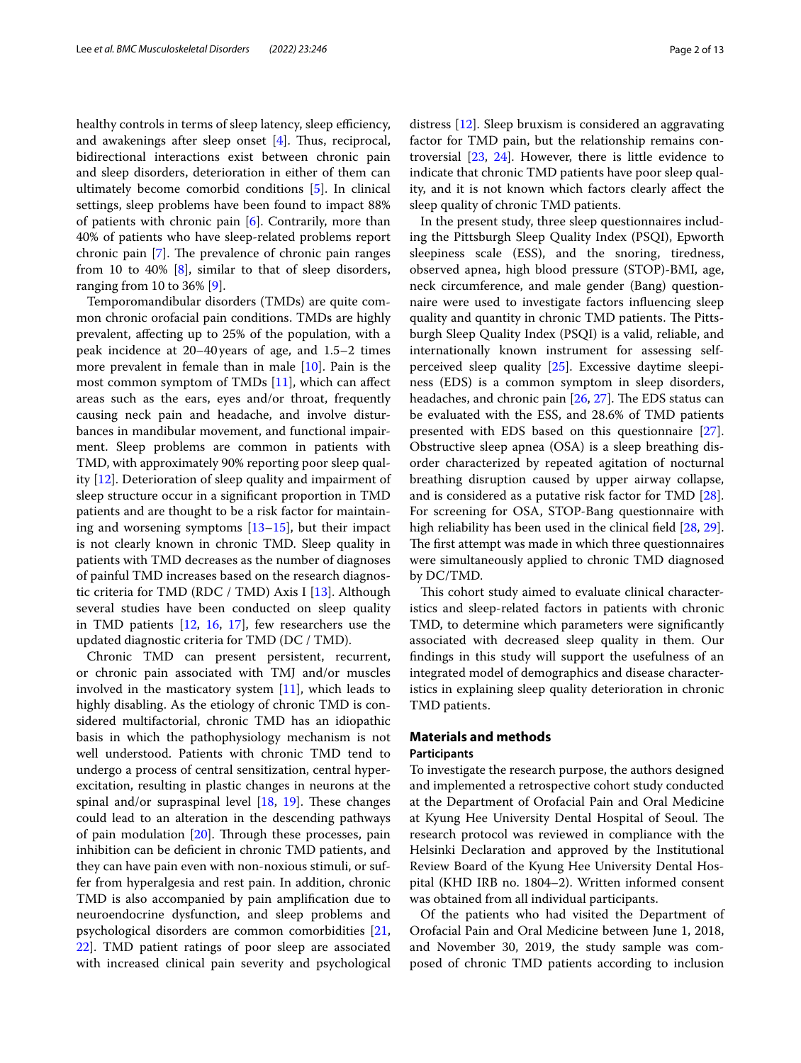healthy controls in terms of sleep latency, sleep efficiency, and awakenings after sleep onset [4]. Thus, reciprocal, bidirectional interactions exist between chronic pain and sleep disorders, deterioration in either of them can ultimately become comorbid conditions [5]. In clinical settings, sleep problems have been found to impact 88% of patients with chronic pain [6]. Contrarily, more than 40% of patients who have sleep-related problems report chronic pain [7]. The prevalence of chronic pain ranges from 10 to 40% [8], similar to that of sleep disorders, ranging from 10 to 36% [9].

Temporomandibular disorders (TMDs) are quite common chronic orofacial pain conditions. TMDs are highly prevalent, affecting up to 25% of the population, with a peak incidence at 20–40 years of age, and 1.5–2 times more prevalent in female than in male [10]. Pain is the most common symptom of TMDs [11], which can affect areas such as the ears, eyes and/or throat, frequently causing neck pain and headache, and involve disturbances in mandibular movement, and functional impairment. Sleep problems are common in patients with TMD, with approximately 90% reporting poor sleep quality [12]. Deterioration of sleep quality and impairment of sleep structure occur in a significant proportion in TMD patients and are thought to be a risk factor for maintaining and worsening symptoms [13–15], but their impact is not clearly known in chronic TMD. Sleep quality in patients with TMD decreases as the number of diagnoses of painful TMD increases based on the research diagnostic criteria for TMD (RDC / TMD) Axis I [13]. Although several studies have been conducted on sleep quality in TMD patients [12, 16, 17], few researchers use the updated diagnostic criteria for TMD (DC / TMD).

Chronic TMD can present persistent, recurrent, or chronic pain associated with TMJ and/or muscles involved in the masticatory system [11], which leads to highly disabling. As the etiology of chronic TMD is considered multifactorial, chronic TMD has an idiopathic basis in which the pathophysiology mechanism is not well understood. Patients with chronic TMD tend to undergo a process of central sensitization, central hyperexcitation, resulting in plastic changes in neurons at the spinal and/or supraspinal level [18, 19]. These changes could lead to an alteration in the descending pathways of pain modulation [20]. Through these processes, pain inhibition can be deficient in chronic TMD patients, and they can have pain even with non-noxious stimuli, or suffer from hyperalgesia and rest pain. In addition, chronic TMD is also accompanied by pain amplification due to neuroendocrine dysfunction, and sleep problems and psychological disorders are common comorbidities [21, 22]. TMD patient ratings of poor sleep are associated with increased clinical pain severity and psychological distress [12]. Sleep bruxism is considered an aggravating factor for TMD pain, but the relationship remains controversial [23, 24]. However, there is little evidence to indicate that chronic TMD patients have poor sleep quality, and it is not known which factors clearly affect the sleep quality of chronic TMD patients.

In the present study, three sleep questionnaires including the Pittsburgh Sleep Quality Index (PSQI), Epworth sleepiness scale (ESS), and the snoring, tiredness, observed apnea, high blood pressure (STOP)-BMI, age, neck circumference, and male gender (Bang) questionnaire were used to investigate factors influencing sleep quality and quantity in chronic TMD patients. The Pittsburgh Sleep Quality Index (PSQI) is a valid, reliable, and internationally known instrument for assessing self-perceived sleep quality [25]. Excessive daytime sleepiness (EDS) is a common symptom in sleep disorders, headaches, and chronic pain [26, 27]. The EDS status can be evaluated with the ESS, and 28.6% of TMD patients presented with EDS based on this questionnaire [27]. Obstructive sleep apnea (OSA) is a sleep breathing disorder characterized by repeated agitation of nocturnal breathing disruption caused by upper airway collapse, and is considered as a putative risk factor for TMD [28]. For screening for OSA, STOP-Bang questionnaire with high reliability has been used in the clinical field [28, 29]. The first attempt was made in which three questionnaires were simultaneously applied to chronic TMD diagnosed by DC/TMD.

This cohort study aimed to evaluate clinical characteristics and sleep-related factors in patients with chronic TMD, to determine which parameters were significantly associated with decreased sleep quality in them. Our findings in this study will support the usefulness of an integrated model of demographics and disease characteristics in explaining sleep quality deterioration in chronic TMD patients.

## Materials and methods

### Participants

To investigate the research purpose, the authors designed and implemented a retrospective cohort study conducted at the Department of Orofacial Pain and Oral Medicine at Kyung Hee University Dental Hospital of Seoul. The research protocol was reviewed in compliance with the Helsinki Declaration and approved by the Institutional Review Board of the Kyung Hee University Dental Hospital (KHD IRB no. 1804–2). Written informed consent was obtained from all individual participants.

Of the patients who had visited the Department of Orofacial Pain and Oral Medicine between June 1, 2018, and November 30, 2019, the study sample was composed of chronic TMD patients according to inclusion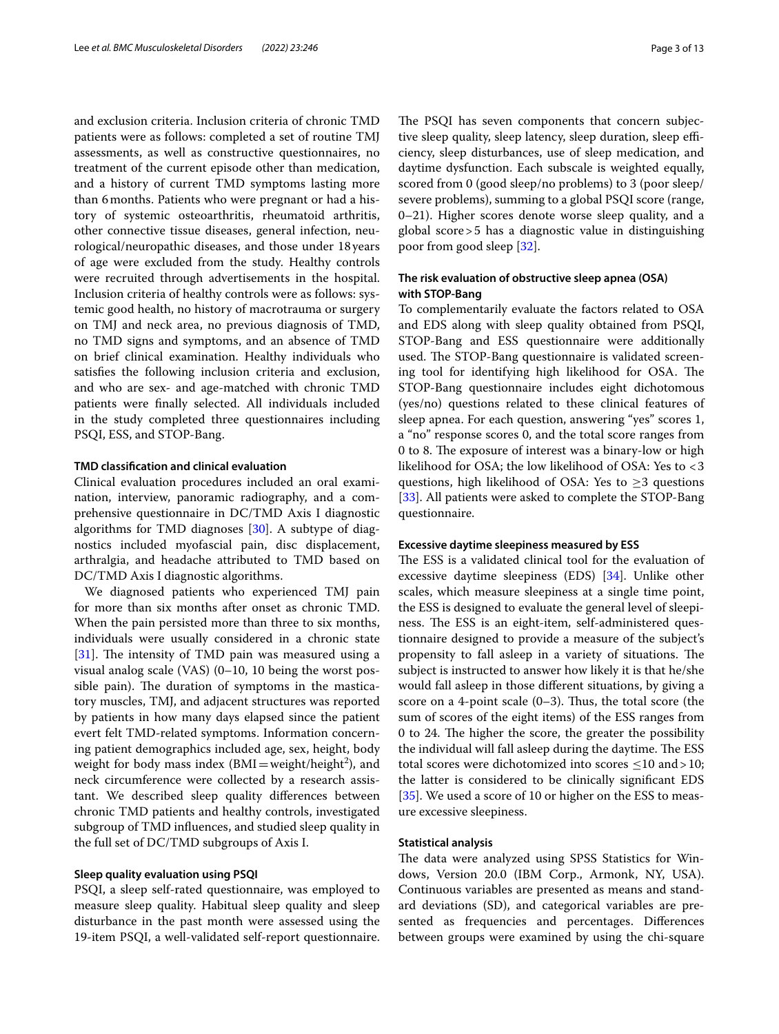and exclusion criteria. Inclusion criteria of chronic TMD patients were as follows: completed a set of routine TMJ assessments, as well as constructive questionnaires, no treatment of the current episode other than medication, and a history of current TMD symptoms lasting more than 6 months. Patients who were pregnant or had a history of systemic osteoarthritis, rheumatoid arthritis, other connective tissue diseases, general infection, neurological/neuropathic diseases, and those under 18 years of age were excluded from the study. Healthy controls were recruited through advertisements in the hospital. Inclusion criteria of healthy controls were as follows: systemic good health, no history of macrotrauma or surgery on TMJ and neck area, no previous diagnosis of TMD, no TMD signs and symptoms, and an absence of TMD on brief clinical examination. Healthy individuals who satisfies the following inclusion criteria and exclusion, and who are sex- and age-matched with chronic TMD patients were finally selected. All individuals included in the study completed three questionnaires including PSQI, ESS, and STOP-Bang.

#### TMD classification and clinical evaluation

Clinical evaluation procedures included an oral examination, interview, panoramic radiography, and a comprehensive questionnaire in DC/TMD Axis I diagnostic algorithms for TMD diagnoses [30]. A subtype of diagnostics included myofascial pain, disc displacement, arthralgia, and headache attributed to TMD based on DC/TMD Axis I diagnostic algorithms.

We diagnosed patients who experienced TMJ pain for more than six months after onset as chronic TMD. When the pain persisted more than three to six months, individuals were usually considered in a chronic state [31]. The intensity of TMD pain was measured using a visual analog scale (VAS) (0–10, 10 being the worst possible pain). The duration of symptoms in the masticatory muscles, TMJ, and adjacent structures was reported by patients in how many days elapsed since the patient evert felt TMD-related symptoms. Information concerning patient demographics included age, sex, height, body weight for body mass index (BMI = weight/height$^2$), and neck circumference were collected by a research assistant. We described sleep quality differences between chronic TMD patients and healthy controls, investigated subgroup of TMD influences, and studied sleep quality in the full set of DC/TMD subgroups of Axis I.

#### Sleep quality evaluation using PSQI

PSQI, a sleep self-rated questionnaire, was employed to measure sleep quality. Habitual sleep quality and sleep disturbance in the past month were assessed using the 19-item PSQI, a well-validated self-report questionnaire. The PSQI has seven components that concern subjective sleep quality, sleep latency, sleep duration, sleep efficiency, sleep disturbances, use of sleep medication, and daytime dysfunction. Each subscale is weighted equally, scored from 0 (good sleep/no problems) to 3 (poor sleep/severe problems), summing to a global PSQI score (range, 0–21). Higher scores denote worse sleep quality, and a global score > 5 has a diagnostic value in distinguishing poor from good sleep [32].

#### The risk evaluation of obstructive sleep apnea (OSA) with STOP-Bang

To complementarily evaluate the factors related to OSA and EDS along with sleep quality obtained from PSQI, STOP-Bang and ESS questionnaire were additionally used. The STOP-Bang questionnaire is validated screening tool for identifying high likelihood for OSA. The STOP-Bang questionnaire includes eight dichotomous (yes/no) questions related to these clinical features of sleep apnea. For each question, answering "yes" scores 1, a "no" response scores 0, and the total score ranges from 0 to 8. The exposure of interest was a binary-low or high likelihood for OSA; the low likelihood of OSA: Yes to < 3 questions, high likelihood of OSA: Yes to ≥3 questions [33]. All patients were asked to complete the STOP-Bang questionnaire.

#### Excessive daytime sleepiness measured by ESS

The ESS is a validated clinical tool for the evaluation of excessive daytime sleepiness (EDS) [34]. Unlike other scales, which measure sleepiness at a single time point, the ESS is designed to evaluate the general level of sleepiness. The ESS is an eight-item, self-administered questionnaire designed to provide a measure of the subject's propensity to fall asleep in a variety of situations. The subject is instructed to answer how likely it is that he/she would fall asleep in those different situations, by giving a score on a 4-point scale (0–3). Thus, the total score (the sum of scores of the eight items) of the ESS ranges from 0 to 24. The higher the score, the greater the possibility the individual will fall asleep during the daytime. The ESS total scores were dichotomized into scores ≤10 and > 10; the latter is considered to be clinically significant EDS [35]. We used a score of 10 or higher on the ESS to measure excessive sleepiness.

#### Statistical analysis

The data were analyzed using SPSS Statistics for Windows, Version 20.0 (IBM Corp., Armonk, NY, USA). Continuous variables are presented as means and standard deviations (SD), and categorical variables are presented as frequencies and percentages. Differences between groups were examined by using the chi-square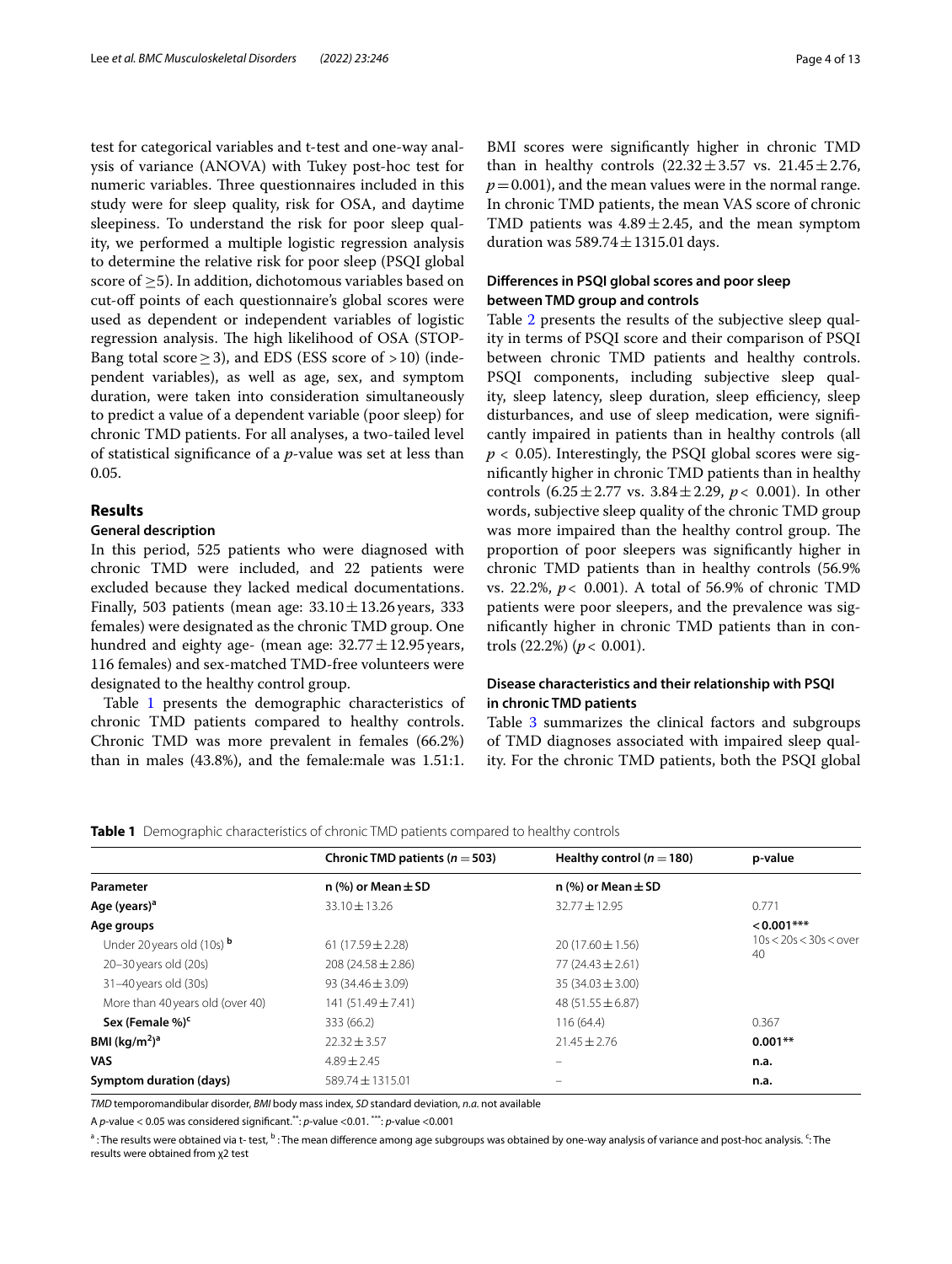test for categorical variables and t-test and one-way analysis of variance (ANOVA) with Tukey post-hoc test for numeric variables. Three questionnaires included in this study were for sleep quality, risk for OSA, and daytime sleepiness. To understand the risk for poor sleep quality, we performed a multiple logistic regression analysis to determine the relative risk for poor sleep (PSQI global score of $\geq$5). In addition, dichotomous variables based on cut-off points of each questionnaire's global scores were used as dependent or independent variables of logistic regression analysis. The high likelihood of OSA (STOP-Bang total score $\geq$ 3), and EDS (ESS score of > 10) (independent variables), as well as age, sex, and symptom duration, were taken into consideration simultaneously to predict a value of a dependent variable (poor sleep) for chronic TMD patients. For all analyses, a two-tailed level of statistical significance of a *p*-value was set at less than 0.05.

## Results

### General description

In this period, 525 patients who were diagnosed with chronic TMD were included, and 22 patients were excluded because they lacked medical documentations. Finally, 503 patients (mean age: 33.10 ± 13.26 years, 333 females) were designated as the chronic TMD group. One hundred and eighty age- (mean age: 32.77 ± 12.95 years, 116 females) and sex-matched TMD-free volunteers were designated to the healthy control group.

Table 1 presents the demographic characteristics of chronic TMD patients compared to healthy controls. Chronic TMD was more prevalent in females (66.2%) than in males (43.8%), and the female:male was 1.51:1. BMI scores were significantly higher in chronic TMD than in healthy controls (22.32 ± 3.57 vs. 21.45 ± 2.76, $p = 0.001$), and the mean values were in the normal range. In chronic TMD patients, the mean VAS score of chronic TMD patients was 4.89 ± 2.45, and the mean symptom duration was 589.74 ± 1315.01 days.

### Differences in PSQI global scores and poor sleep between TMD group and controls

Table 2 presents the results of the subjective sleep quality in terms of PSQI score and their comparison of PSQI between chronic TMD patients and healthy controls. PSQI components, including subjective sleep quality, sleep latency, sleep duration, sleep efficiency, sleep disturbances, and use of sleep medication, were significantly impaired in patients than in healthy controls (all $p < 0.05$). Interestingly, the PSQI global scores were significantly higher in chronic TMD patients than in healthy controls (6.25 ± 2.77 vs. 3.84 ± 2.29, $p < 0.001$). In other words, subjective sleep quality of the chronic TMD group was more impaired than the healthy control group. The proportion of poor sleepers was significantly higher in chronic TMD patients than in healthy controls (56.9% vs. 22.2%, $p < 0.001$). A total of 56.9% of chronic TMD patients were poor sleepers, and the prevalence was significantly higher in chronic TMD patients than in controls (22.2%) ($p < 0.001$).

### Disease characteristics and their relationship with PSQI in chronic TMD patients

Table 3 summarizes the clinical factors and subgroups of TMD diagnoses associated with impaired sleep quality. For the chronic TMD patients, both the PSQI global

**Table 1** Demographic characteristics of chronic TMD patients compared to healthy controls

| | Chronic TMD patients ($n = 503$) | Healthy control ($n = 180$) | p-value |
|---|---|---|---|
| **Parameter** | **n (%) or Mean ± SD** | **n (%) or Mean ± SD** | |
| **Age (years)[a]** | 33.10 ± 13.26 | 32.77 ± 12.95 | 0.771 |
| **Age groups** | | | **< 0.001*****<br>10s < 20s < 30s < over 40 |
| Under 20 years old (10s) [b] | 61 (17.59 ± 2.28) | 20 (17.60 ± 1.56) | |
| 20–30 years old (20s) | 208 (24.58 ± 2.86) | 77 (24.43 ± 2.61) | |
| 31–40 years old (30s) | 93 (34.46 ± 3.09) | 35 (34.03 ± 3.00) | |
| More than 40 years old (over 40) | 141 (51.49 ± 7.41) | 48 (51.55 ± 6.87) | |
| **Sex (Female %)[c]** | 333 (66.2) | 116 (64.4) | 0.367 |
| **BMI (kg/m²)[a]** | 22.32 ± 3.57 | 21.45 ± 2.76 | **0.001**** |
| **VAS** | 4.89 ± 2.45 | – | **n.a.** |
| **Symptom duration (days)** | 589.74 ± 1315.01 | – | **n.a.** |

*TMD* temporomandibular disorder, *BMI* body mass index, *SD* standard deviation, *n.a.* not available

A *p*-value < 0.05 was considered significant. **: *p*-value <0.01. ***: *p*-value <0.001

[a] : The results were obtained via t- test, [b] : The mean difference among age subgroups was obtained by one-way analysis of variance and post-hoc analysis. [c]: The results were obtained from $\chi^2$ test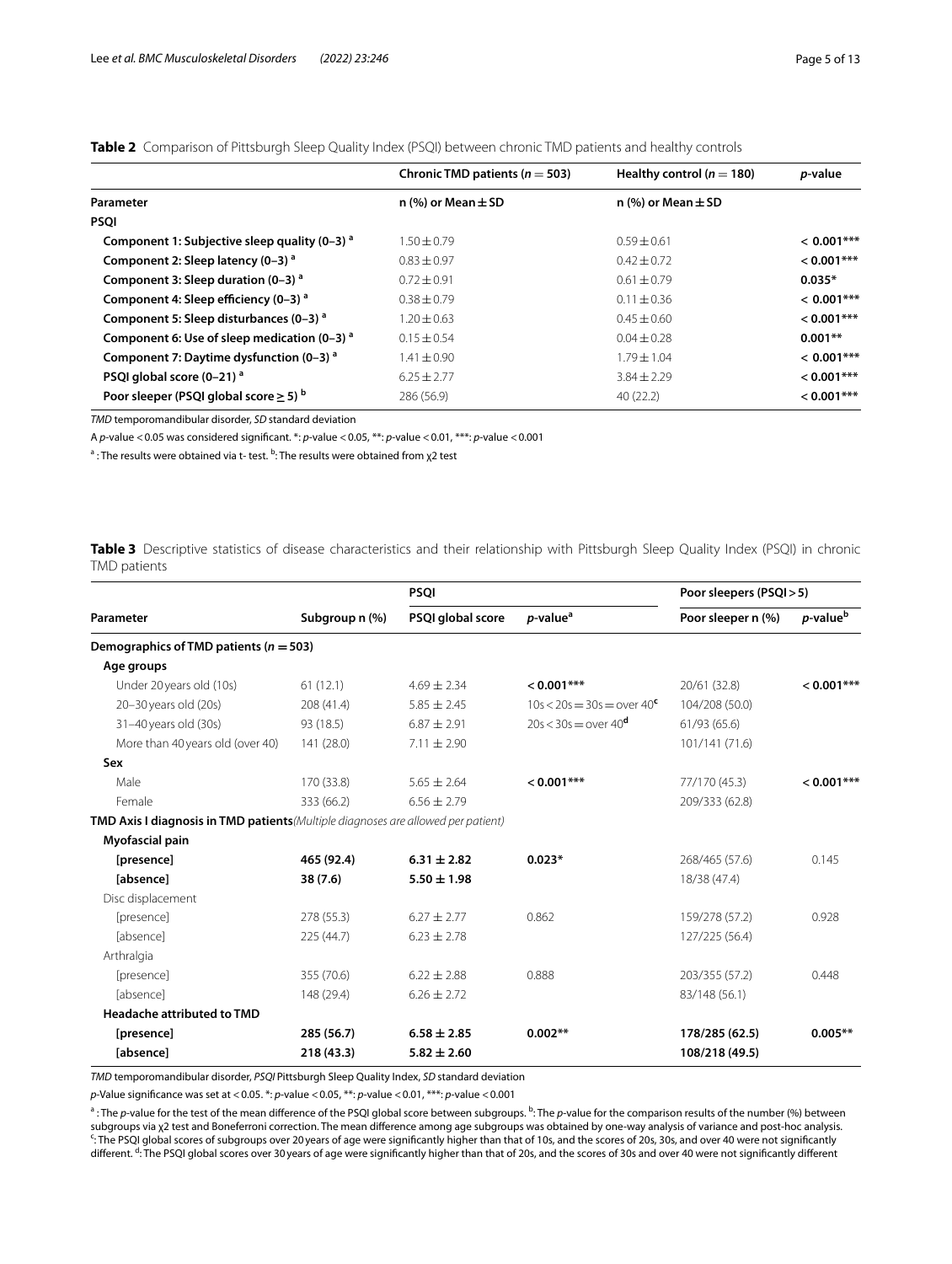**Table 2** Comparison of Pittsburgh Sleep Quality Index (PSQI) between chronic TMD patients and healthy controls

| | Chronic TMD patients ($n = 503$) | Healthy control ($n = 180$) | *p*-value |
|---|---|---|---|
| **Parameter** | **n (%) or Mean ± SD** | **n (%) or Mean ± SD** | |
| **PSQI** | | | |
| **Component 1: Subjective sleep quality (0–3)** [a] | 1.50 ± 0.79 | 0.59 ± 0.61 | **< 0.001*****|
| **Component 2: Sleep latency (0–3)** [a] | 0.83 ± 0.97 | 0.42 ± 0.72 | **< 0.001***** |
| **Component 3: Sleep duration (0–3)** [a] | 0.72 ± 0.91 | 0.61 ± 0.79 | **0.035*** |
| **Component 4: Sleep efficiency (0–3)** [a] | 0.38 ± 0.79 | 0.11 ± 0.36 | **< 0.001***** |
| **Component 5: Sleep disturbances (0–3)** [a] | 1.20 ± 0.63 | 0.45 ± 0.60 | **< 0.001***** |
| **Component 6: Use of sleep medication (0–3)** [a] | 0.15 ± 0.54 | 0.04 ± 0.28 | **0.001**** |
| **Component 7: Daytime dysfunction (0–3)** [a] | 1.41 ± 0.90 | 1.79 ± 1.04 | **< 0.001***** |
| **PSQI global score (0–21)** [a] | 6.25 ± 2.77 | 3.84 ± 2.29 | **< 0.001***** |
| **Poor sleeper (PSQI global score ≥ 5)** [b] | 286 (56.9) | 40 (22.2) | **< 0.001***** |

*TMD* temporomandibular disorder, *SD* standard deviation

A *p*-value < 0.05 was considered significant. *: *p*-value < 0.05, **: *p*-value < 0.01, ***: *p*-value < 0.001

[a] : The results were obtained via t- test. [b]: The results were obtained from χ2 test

**Table 3** Descriptive statistics of disease characteristics and their relationship with Pittsburgh Sleep Quality Index (PSQI) in chronic TMD patients

| Parameter | Subgroup n (%) | PSQI | | Poor sleepers (PSQI > 5) | |
|---|---|---|---|---|---|
| | | PSQI global score | *p*-value[a] | Poor sleeper n (%) | *p*-value[b] |
| **Demographics of TMD patients ($n = 503$)** | | | | | |
| **Age groups** | | | | | |
| Under 20 years old (10s) | 61 (12.1) | 4.69 ± 2.34 | **< 0.001***** | 20/61 (32.8) | **< 0.001***** |
| 20–30 years old (20s) | 208 (41.4) | 5.85 ± 2.45 | 10s < 20s = 30s = over 40[c] | 104/208 (50.0) | |
| 31–40 years old (30s) | 93 (18.5) | 6.87 ± 2.91 | 20s < 30s = over 40[d] | 61/93 (65.6) | |
| More than 40 years old (over 40) | 141 (28.0) | 7.11 ± 2.90 | | 101/141 (71.6) | |
| **Sex** | | | | | |
| Male | 170 (33.8) | 5.65 ± 2.64 | **< 0.001***** | 77/170 (45.3) | **< 0.001***** |
| Female | 333 (66.2) | 6.56 ± 2.79 | | 209/333 (62.8) | |
| **TMD Axis I diagnosis in TMD patients** *(Multiple diagnoses are allowed per patient)* | | | | | |
| **Myofascial pain** | | | | | |
| **[presence]** | **465 (92.4)** | **6.31 ± 2.82** | **0.023*** | 268/465 (57.6) | 0.145 |
| **[absence]** | **38 (7.6)** | **5.50 ± 1.98** | | 18/38 (47.4) | |
| Disc displacement | | | | | |
| [presence] | 278 (55.3) | 6.27 ± 2.77 | 0.862 | 159/278 (57.2) | 0.928 |
| [absence] | 225 (44.7) | 6.23 ± 2.78 | | 127/225 (56.4) | |
| Arthralgia | | | | | |
| [presence] | 355 (70.6) | 6.22 ± 2.88 | 0.888 | 203/355 (57.2) | 0.448 |
| [absence] | 148 (29.4) | 6.26 ± 2.72 | | 83/148 (56.1) | |
| **Headache attributed to TMD** | | | | | |
| **[presence]** | **285 (56.7)** | **6.58 ± 2.85** | **0.002**** | **178/285 (62.5)** | **0.005**** |
| **[absence]** | **218 (43.3)** | **5.82 ± 2.60** | | **108/218 (49.5)** | |

*TMD* temporomandibular disorder, *PSQI* Pittsburgh Sleep Quality Index, *SD* standard deviation

*p*-Value significance was set at < 0.05. *: *p*-value < 0.05, **: *p*-value < 0.01, ***: *p*-value < 0.001

[a] : The *p*-value for the test of the mean difference of the PSQI global score between subgroups. [b]: The *p*-value for the comparison results of the number (%) between subgroups via χ2 test and Boneferroni correction. The mean difference among age subgroups was obtained by one-way analysis of variance and post-hoc analysis. [c]: The PSQI global scores of subgroups over 20 years of age were significantly higher than that of 10s, and the scores of 20s, 30s, and over 40 were not significantly different. [d]: The PSQI global scores over 30 years of age were significantly higher than that of 20s, and the scores of 30s and over 40 were not significantly different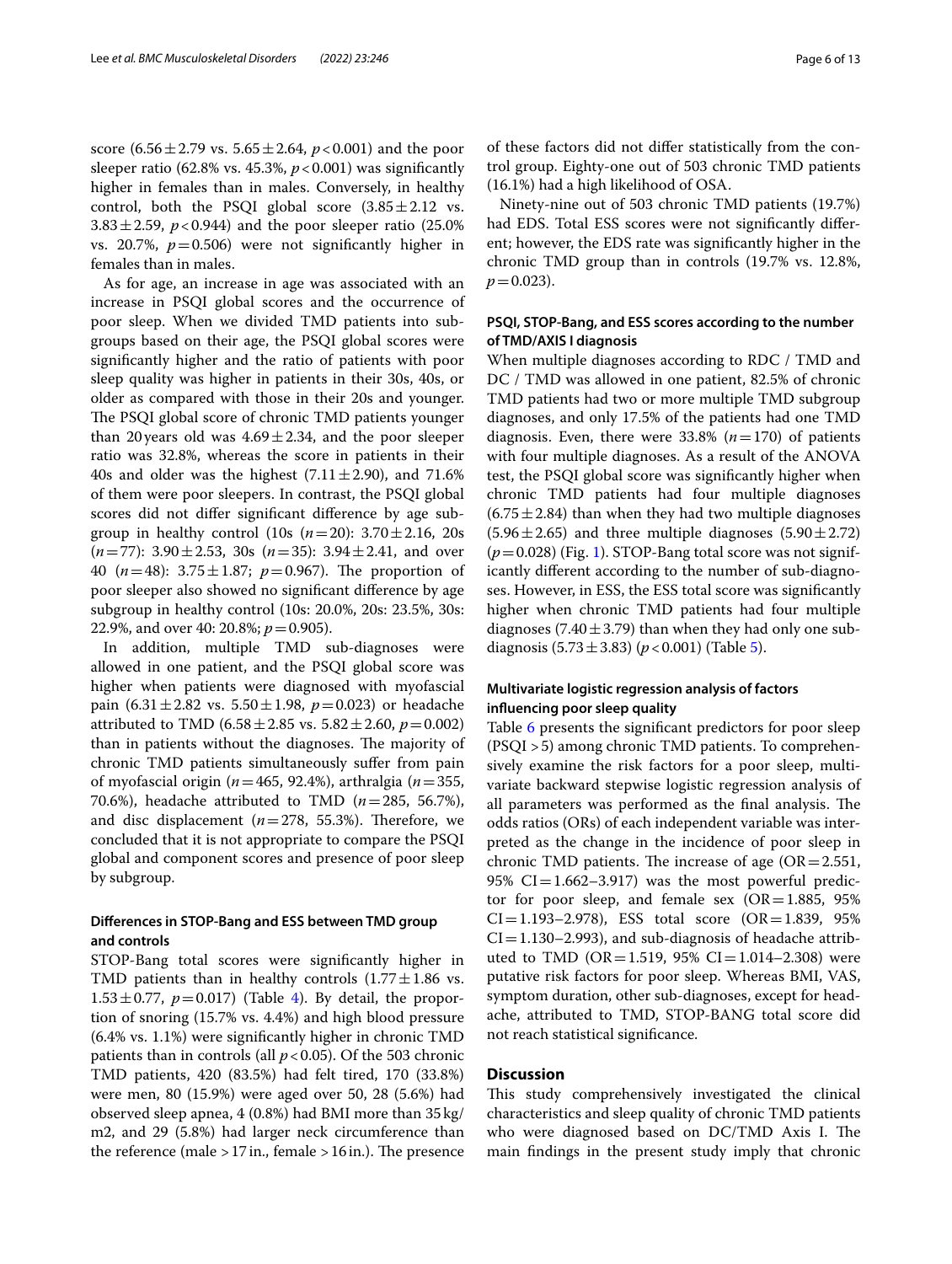score ($6.56 \pm 2.79$ vs. $5.65 \pm 2.64$, $p < 0.001$) and the poor sleeper ratio (62.8% vs. 45.3%, $p < 0.001$) was significantly higher in females than in males. Conversely, in healthy control, both the PSQI global score ($3.85 \pm 2.12$ vs. $3.83 \pm 2.59$, $p < 0.944$) and the poor sleeper ratio (25.0% vs. 20.7%, $p = 0.506$) were not significantly higher in females than in males.

As for age, an increase in age was associated with an increase in PSQI global scores and the occurrence of poor sleep. When we divided TMD patients into subgroups based on their age, the PSQI global scores were significantly higher and the ratio of patients with poor sleep quality was higher in patients in their 30s, 40s, or older as compared with those in their 20s and younger. The PSQI global score of chronic TMD patients younger than 20 years old was $4.69 \pm 2.34$, and the poor sleeper ratio was 32.8%, whereas the score in patients in their 40s and older was the highest ($7.11 \pm 2.90$), and 71.6% of them were poor sleepers. In contrast, the PSQI global scores did not differ significant difference by age subgroup in healthy control (10s ($n = 20$): $3.70 \pm 2.16$, 20s ($n = 77$): $3.90 \pm 2.53$, 30s ($n = 35$): $3.94 \pm 2.41$, and over 40 ($n = 48$): $3.75 \pm 1.87$; $p = 0.967$). The proportion of poor sleeper also showed no significant difference by age subgroup in healthy control (10s: 20.0%, 20s: 23.5%, 30s: 22.9%, and over 40: 20.8%; $p = 0.905$).

In addition, multiple TMD sub-diagnoses were allowed in one patient, and the PSQI global score was higher when patients were diagnosed with myofascial pain ($6.31 \pm 2.82$ vs. $5.50 \pm 1.98$, $p = 0.023$) or headache attributed to TMD ($6.58 \pm 2.85$ vs. $5.82 \pm 2.60$, $p = 0.002$) than in patients without the diagnoses. The majority of chronic TMD patients simultaneously suffer from pain of myofascial origin ($n = 465$, 92.4%), arthralgia ($n = 355$, 70.6%), headache attributed to TMD ($n = 285$, 56.7%), and disc displacement ($n = 278$, 55.3%). Therefore, we concluded that it is not appropriate to compare the PSQI global and component scores and presence of poor sleep by subgroup.

### Differences in STOP-Bang and ESS between TMD group and controls

STOP-Bang total scores were significantly higher in TMD patients than in healthy controls ($1.77 \pm 1.86$ vs. $1.53 \pm 0.77$, $p = 0.017$) (Table 4). By detail, the proportion of snoring (15.7% vs. 4.4%) and high blood pressure (6.4% vs. 1.1%) were significantly higher in chronic TMD patients than in controls (all $p < 0.05$). Of the 503 chronic TMD patients, 420 (83.5%) had felt tired, 170 (33.8%) were men, 80 (15.9%) were aged over 50, 28 (5.6%) had observed sleep apnea, 4 (0.8%) had BMI more than 35 kg/m2, and 29 (5.8%) had larger neck circumference than the reference (male > 17 in., female > 16 in.). The presence of these factors did not differ statistically from the control group. Eighty-one out of 503 chronic TMD patients (16.1%) had a high likelihood of OSA.

Ninety-nine out of 503 chronic TMD patients (19.7%) had EDS. Total ESS scores were not significantly different; however, the EDS rate was significantly higher in the chronic TMD group than in controls (19.7% vs. 12.8%, $p = 0.023$).

### PSQI, STOP-Bang, and ESS scores according to the number of TMD/AXIS I diagnosis

When multiple diagnoses according to RDC / TMD and DC / TMD was allowed in one patient, 82.5% of chronic TMD patients had two or more multiple TMD subgroup diagnoses, and only 17.5% of the patients had one TMD diagnosis. Even, there were 33.8% ($n = 170$) of patients with four multiple diagnoses. As a result of the ANOVA test, the PSQI global score was significantly higher when chronic TMD patients had four multiple diagnoses ($6.75 \pm 2.84$) than when they had two multiple diagnoses ($5.96 \pm 2.65$) and three multiple diagnoses ($5.90 \pm 2.72$) ($p = 0.028$) (Fig. 1). STOP-Bang total score was not significantly different according to the number of sub-diagnoses. However, in ESS, the ESS total score was significantly higher when chronic TMD patients had four multiple diagnoses ($7.40 \pm 3.79$) than when they had only one sub-diagnosis ($5.73 \pm 3.83$) ($p < 0.001$) (Table 5).

### Multivariate logistic regression analysis of factors influencing poor sleep quality

Table 6 presents the significant predictors for poor sleep (PSQI > 5) among chronic TMD patients. To comprehensively examine the risk factors for a poor sleep, multivariate backward stepwise logistic regression analysis of all parameters was performed as the final analysis. The odds ratios (ORs) of each independent variable was interpreted as the change in the incidence of poor sleep in chronic TMD patients. The increase of age (OR = 2.551, 95% CI = 1.662–3.917) was the most powerful predictor for poor sleep, and female sex (OR = 1.885, 95% CI = 1.193–2.978), ESS total score (OR = 1.839, 95% CI = 1.130–2.993), and sub-diagnosis of headache attributed to TMD (OR = 1.519, 95% CI = 1.014–2.308) were putative risk factors for poor sleep. Whereas BMI, VAS, symptom duration, other sub-diagnoses, except for headache, attributed to TMD, STOP-BANG total score did not reach statistical significance.

## Discussion

This study comprehensively investigated the clinical characteristics and sleep quality of chronic TMD patients who were diagnosed based on DC/TMD Axis I. The main findings in the present study imply that chronic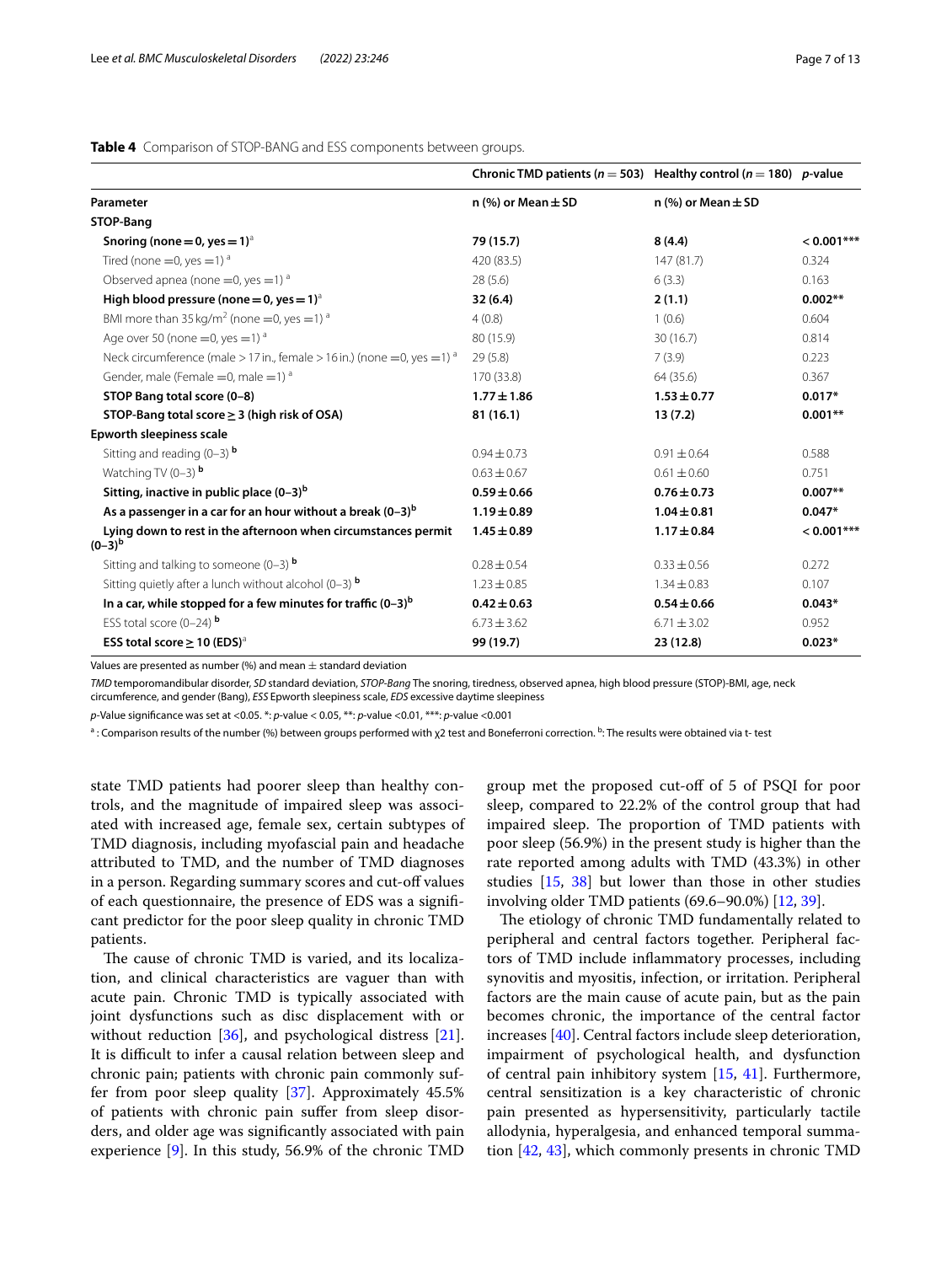**Table 4** Comparison of STOP-BANG and ESS components between groups.

| | Chronic TMD patients ($n = 503$) | Healthy control ($n = 180$) | *p*-value |
|---|---|---|---|
| **Parameter** | **n (%) or Mean ± SD** | **n (%) or Mean ± SD** | |
| **STOP-Bang** | | | |
| **Snoring (none = 0, yes = 1)** [a] | **79 (15.7)** | **8 (4.4)** | **< 0.001*****|
| Tired (none = 0, yes = 1) [a] | 420 (83.5) | 147 (81.7) | 0.324 |
| Observed apnea (none = 0, yes = 1) [a] | 28 (5.6) | 6 (3.3) | 0.163 |
| **High blood pressure (none = 0, yes = 1)** [a] | **32 (6.4)** | **2 (1.1)** | **0.002**** |
| BMI more than 35 kg/m$^2$ (none = 0, yes = 1) [a] | 4 (0.8) | 1 (0.6) | 0.604 |
| Age over 50 (none = 0, yes = 1) [a] | 80 (15.9) | 30 (16.7) | 0.814 |
| Neck circumference (male > 17 in., female > 16 in.) (none = 0, yes = 1) [a] | 29 (5.8) | 7 (3.9) | 0.223 |
| Gender, male (Female = 0, male = 1) [a] | 170 (33.8) | 64 (35.6) | 0.367 |
| **STOP Bang total score (0–8)** | **1.77 ± 1.86** | **1.53 ± 0.77** | **0.017*** |
| **STOP-Bang total score ≥ 3 (high risk of OSA)** | **81 (16.1)** | **13 (7.2)** | **0.001**** |
| **Epworth sleepiness scale** | | | |
| Sitting and reading (0–3) [b] | 0.94 ± 0.73 | 0.91 ± 0.64 | 0.588 |
| Watching TV (0–3) [b] | 0.63 ± 0.67 | 0.61 ± 0.60 | 0.751 |
| **Sitting, inactive in public place (0–3)** [b] | **0.59 ± 0.66** | **0.76 ± 0.73** | **0.007**** |
| **As a passenger in a car for an hour without a break (0–3)** [b] | **1.19 ± 0.89** | **1.04 ± 0.81** | **0.047*** |
| **Lying down to rest in the afternoon when circumstances permit (0–3)** [b] | **1.45 ± 0.89** | **1.17 ± 0.84** | **< 0.001***** |
| Sitting and talking to someone (0–3) [b] | 0.28 ± 0.54 | 0.33 ± 0.56 | 0.272 |
| Sitting quietly after a lunch without alcohol (0–3) [b] | 1.23 ± 0.85 | 1.34 ± 0.83 | 0.107 |
| **In a car, while stopped for a few minutes for traffic (0–3)** [b] | **0.42 ± 0.63** | **0.54 ± 0.66** | **0.043*** |
| ESS total score (0–24) [b] | 6.73 ± 3.62 | 6.71 ± 3.02 | 0.952 |
| **ESS total score ≥ 10 (EDS)** [a] | **99 (19.7)** | **23 (12.8)** | **0.023*** |

Values are presented as number (%) and mean ± standard deviation

*TMD* temporomandibular disorder, *SD* standard deviation, *STOP-Bang* The snoring, tiredness, observed apnea, high blood pressure (STOP)-BMI, age, neck circumference, and gender (Bang), *ESS* Epworth sleepiness scale, *EDS* excessive daytime sleepiness

*p*-Value significance was set at <0.05. *: *p*-value < 0.05, **: *p*-value <0.01, ***: *p*-value <0.001

[a] : Comparison results of the number (%) between groups performed with χ2 test and Boneferroni correction. [b]: The results were obtained via t- test

state TMD patients had poorer sleep than healthy controls, and the magnitude of impaired sleep was associated with increased age, female sex, certain subtypes of TMD diagnosis, including myofascial pain and headache attributed to TMD, and the number of TMD diagnoses in a person. Regarding summary scores and cut-off values of each questionnaire, the presence of EDS was a significant predictor for the poor sleep quality in chronic TMD patients.

The cause of chronic TMD is varied, and its localization, and clinical characteristics are vaguer than with acute pain. Chronic TMD is typically associated with joint dysfunctions such as disc displacement with or without reduction [36], and psychological distress [21]. It is difficult to infer a causal relation between sleep and chronic pain; patients with chronic pain commonly suffer from poor sleep quality [37]. Approximately 45.5% of patients with chronic pain suffer from sleep disorders, and older age was significantly associated with pain experience [9]. In this study, 56.9% of the chronic TMD group met the proposed cut-off of 5 of PSQI for poor sleep, compared to 22.2% of the control group that had impaired sleep. The proportion of TMD patients with poor sleep (56.9%) in the present study is higher than the rate reported among adults with TMD (43.3%) in other studies [15, 38] but lower than those in other studies involving older TMD patients (69.6–90.0%) [12, 39].

The etiology of chronic TMD fundamentally related to peripheral and central factors together. Peripheral factors of TMD include inflammatory processes, including synovitis and myositis, infection, or irritation. Peripheral factors are the main cause of acute pain, but as the pain becomes chronic, the importance of the central factor increases [40]. Central factors include sleep deterioration, impairment of psychological health, and dysfunction of central pain inhibitory system [15, 41]. Furthermore, central sensitization is a key characteristic of chronic pain presented as hypersensitivity, particularly tactile allodynia, hyperalgesia, and enhanced temporal summation [42, 43], which commonly presents in chronic TMD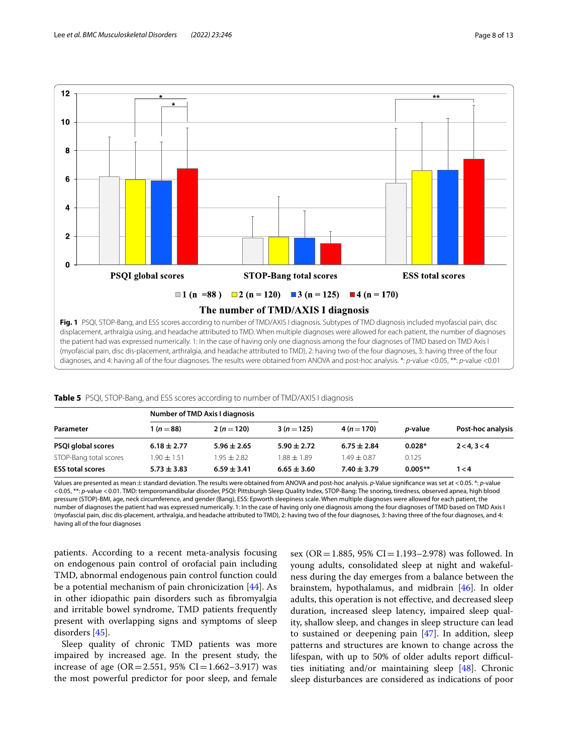**Fig. 1** PSQI, STOP-Bang, and ESS scores according to number of TMD/AXIS I diagnosis. Subtypes of TMD diagnosis included myofascial pain, disc displacement, arthralgia using, and headache attributed to TMD. When multiple diagnoses were allowed for each patient, the number of diagnoses the patient had was expressed numerically. 1: In the case of having only one diagnosis among the four diagnoses of TMD based on TMD Axis I (myofascial pain, disc dis-placement, arthralgia, and headache attributed to TMD), 2: having two of the four diagnoses, 3: having three of the four diagnoses, and 4: having all of the four diagnoses. The results were obtained from ANOVA and post-hoc analysis. *: *p*-value <0.05, **: *p*-value <0.01

**Table 5** PSQI, STOP-Bang, and ESS scores according to number of TMD/AXIS I diagnosis

| Parameter | Number of TMD Axis I diagnosis | | | | *p*-value | Post-hoc analysis |
|---|---|---|---|---|---|---|
| | 1 (*n* = 88) | 2 (*n* = 120) | 3 (*n* = 125) | 4 (*n* = 170) | | |
| **PSQI global scores** | **6.18 ± 2.77** | **5.96 ± 2.65** | **5.90 ± 2.72** | **6.75 ± 2.84** | **0.028*** | **2 < 4, 3 < 4** |
| STOP-Bang total scores | 1.90 ± 1.51 | 1.95 ± 2.82 | 1.88 ± 1.89 | 1.49 ± 0.87 | 0.125 | |
| **ESS total scores** | **5.73 ± 3.83** | **6.59 ± 3.41** | **6.65 ± 3.60** | **7.40 ± 3.79** | **0.005**** | **1 < 4** |

Values are presented as mean ± standard deviation. The results were obtained from ANOVA and post-hoc analysis. *p*-Value significance was set at < 0.05. *: *p*-value < 0.05, **: *p*-value < 0.01. TMD: temporomandibular disorder, PSQI: Pittsburgh Sleep Quality Index, STOP-Bang: The snoring, tiredness, observed apnea, high blood pressure (STOP)-BMI, age, neck circumference, and gender (Bang), ESS: Epworth sleepiness scale. When multiple diagnoses were allowed for each patient, the number of diagnoses the patient had was expressed numerically. 1: In the case of having only one diagnosis among the four diagnoses of TMD based on TMD Axis I (myofascial pain, disc dis-placement, arthralgia, and headache attributed to TMD), 2: having two of the four diagnoses, 3: having three of the four diagnoses, and 4: having all of the four diagnoses

patients. According to a recent meta-analysis focusing on endogenous pain control of orofacial pain including TMD, abnormal endogenous pain control function could be a potential mechanism of pain chronicization [44]. As in other idiopathic pain disorders such as fibromyalgia and irritable bowel syndrome, TMD patients frequently present with overlapping signs and symptoms of sleep disorders [45].

Sleep quality of chronic TMD patients was more impaired by increased age. In the present study, the increase of age (OR = 2.551, 95% CI = 1.662–3.917) was the most powerful predictor for poor sleep, and female sex (OR = 1.885, 95% CI = 1.193–2.978) was followed. In young adults, consolidated sleep at night and wakefulness during the day emerges from a balance between the brainstem, hypothalamus, and midbrain [46]. In older adults, this operation is not effective, and decreased sleep duration, increased sleep latency, impaired sleep quality, shallow sleep, and changes in sleep structure can lead to sustained or deepening pain [47]. In addition, sleep patterns and structures are known to change across the lifespan, with up to 50% of older adults report difficulties initiating and/or maintaining sleep [48]. Chronic sleep disturbances are considered as indications of poor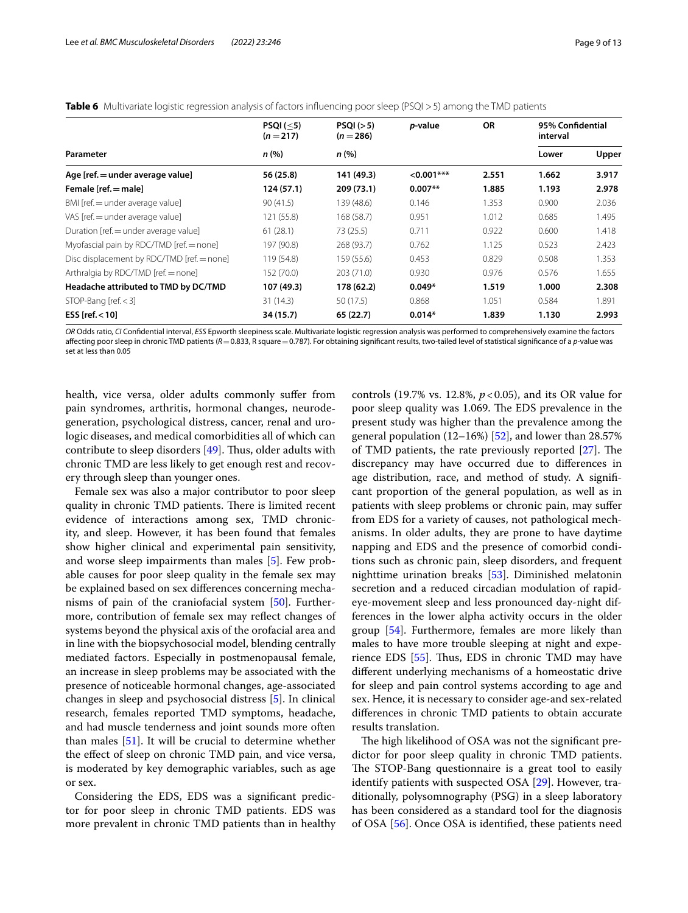**Table 6** Multivariate logistic regression analysis of factors influencing poor sleep (PSQI > 5) among the TMD patients

| Parameter | PSQI (≤5) (n = 217) n (%) | PSQI (> 5) (n = 286) n (%) | p-value | OR | 95% Confidential interval Lower | Upper |
|---|---|---|---|---|---|---|
| **Age [ref. = under average value]** | **56 (25.8)** | **141 (49.3)** | **<0.001*** ** | **2.551** | **1.662** | **3.917** |
| **Female [ref. = male]** | **124 (57.1)** | **209 (73.1)** | **0.007** ** | **1.885** | **1.193** | **2.978** |
| BMI [ref. = under average value] | 90 (41.5) | 139 (48.6) | 0.146 | 1.353 | 0.900 | 2.036 |
| VAS [ref. = under average value] | 121 (55.8) | 168 (58.7) | 0.951 | 1.012 | 0.685 | 1.495 |
| Duration [ref. = under average value] | 61 (28.1) | 73 (25.5) | 0.711 | 0.922 | 0.600 | 1.418 |
| Myofascial pain by RDC/TMD [ref. = none] | 197 (90.8) | 268 (93.7) | 0.762 | 1.125 | 0.523 | 2.423 |
| Disc displacement by RDC/TMD [ref. = none] | 119 (54.8) | 159 (55.6) | 0.453 | 0.829 | 0.508 | 1.353 |
| Arthralgia by RDC/TMD [ref. = none] | 152 (70.0) | 203 (71.0) | 0.930 | 0.976 | 0.576 | 1.655 |
| **Headache attributed to TMD by DC/TMD** | **107 (49.3)** | **178 (62.2)** | **0.049*** | **1.519** | **1.000** | **2.308** |
| STOP-Bang [ref. < 3] | 31 (14.3) | 50 (17.5) | 0.868 | 1.051 | 0.584 | 1.891 |
| **ESS [ref. < 10]** | **34 (15.7)** | **65 (22.7)** | **0.014*** | **1.839** | **1.130** | **2.993** |

*OR* Odds ratio, *CI* Confidential interval, *ESS* Epworth sleepiness scale. Multivariate logistic regression analysis was performed to comprehensively examine the factors affecting poor sleep in chronic TMD patients ($R = 0.833$, R square = 0.787). For obtaining significant results, two-tailed level of statistical significance of a *p*-value was set at less than 0.05

health, vice versa, older adults commonly suffer from pain syndromes, arthritis, hormonal changes, neurodegeneration, psychological distress, cancer, renal and urologic diseases, and medical comorbidities all of which can contribute to sleep disorders [49]. Thus, older adults with chronic TMD are less likely to get enough rest and recovery through sleep than younger ones.

Female sex was also a major contributor to poor sleep quality in chronic TMD patients. There is limited recent evidence of interactions among sex, TMD chronicity, and sleep. However, it has been found that females show higher clinical and experimental pain sensitivity, and worse sleep impairments than males [5]. Few probable causes for poor sleep quality in the female sex may be explained based on sex differences concerning mechanisms of pain of the craniofacial system [50]. Furthermore, contribution of female sex may reflect changes of systems beyond the physical axis of the orofacial area and in line with the biopsychosocial model, blending centrally mediated factors. Especially in postmenopausal female, an increase in sleep problems may be associated with the presence of noticeable hormonal changes, age-associated changes in sleep and psychosocial distress [5]. In clinical research, females reported TMD symptoms, headache, and had muscle tenderness and joint sounds more often than males [51]. It will be crucial to determine whether the effect of sleep on chronic TMD pain, and vice versa, is moderated by key demographic variables, such as age or sex.

Considering the EDS, EDS was a significant predictor for poor sleep in chronic TMD patients. EDS was more prevalent in chronic TMD patients than in healthy controls (19.7% vs. 12.8%, $p < 0.05$), and its OR value for poor sleep quality was 1.069. The EDS prevalence in the present study was higher than the prevalence among the general population (12–16%) [52], and lower than 28.57% of TMD patients, the rate previously reported [27]. The discrepancy may have occurred due to differences in age distribution, race, and method of study. A significant proportion of the general population, as well as in patients with sleep problems or chronic pain, may suffer from EDS for a variety of causes, not pathological mechanisms. In older adults, they are prone to have daytime napping and EDS and the presence of comorbid conditions such as chronic pain, sleep disorders, and frequent nighttime urination breaks [53]. Diminished melatonin secretion and a reduced circadian modulation of rapid-eye-movement sleep and less pronounced day-night differences in the lower alpha activity occurs in the older group [54]. Furthermore, females are more likely than males to have more trouble sleeping at night and experience EDS [55]. Thus, EDS in chronic TMD may have different underlying mechanisms of a homeostatic drive for sleep and pain control systems according to age and sex. Hence, it is necessary to consider age-and sex-related differences in chronic TMD patients to obtain accurate results translation.

The high likelihood of OSA was not the significant predictor for poor sleep quality in chronic TMD patients. The STOP-Bang questionnaire is a great tool to easily identify patients with suspected OSA [29]. However, traditionally, polysomnography (PSG) in a sleep laboratory has been considered as a standard tool for the diagnosis of OSA [56]. Once OSA is identified, these patients need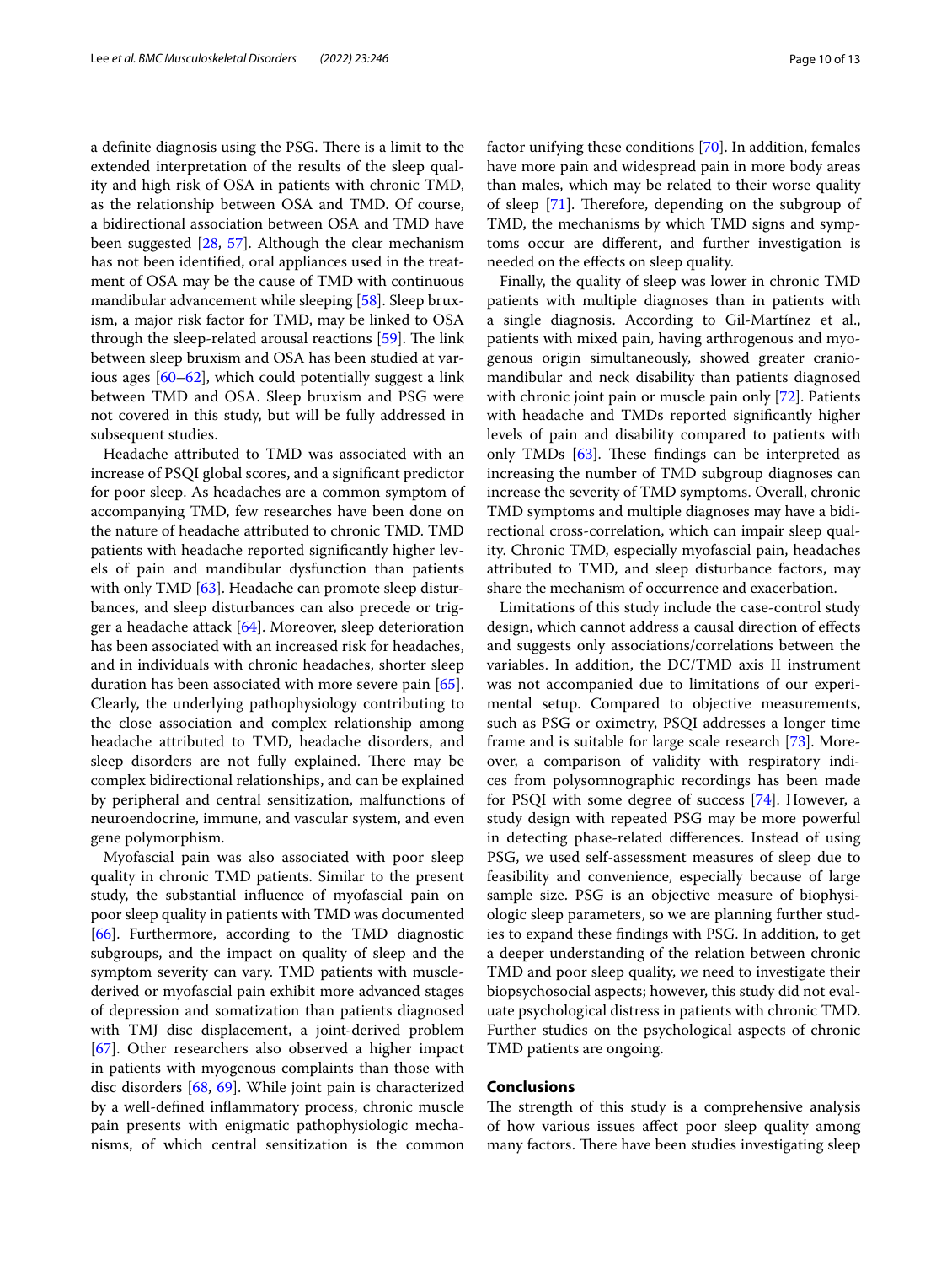a definite diagnosis using the PSG. There is a limit to the extended interpretation of the results of the sleep quality and high risk of OSA in patients with chronic TMD, as the relationship between OSA and TMD. Of course, a bidirectional association between OSA and TMD have been suggested [28, 57]. Although the clear mechanism has not been identified, oral appliances used in the treatment of OSA may be the cause of TMD with continuous mandibular advancement while sleeping [58]. Sleep bruxism, a major risk factor for TMD, may be linked to OSA through the sleep-related arousal reactions [59]. The link between sleep bruxism and OSA has been studied at various ages [60–62], which could potentially suggest a link between TMD and OSA. Sleep bruxism and PSG were not covered in this study, but will be fully addressed in subsequent studies.

Headache attributed to TMD was associated with an increase of PSQI global scores, and a significant predictor for poor sleep. As headaches are a common symptom of accompanying TMD, few researches have been done on the nature of headache attributed to chronic TMD. TMD patients with headache reported significantly higher levels of pain and mandibular dysfunction than patients with only TMD [63]. Headache can promote sleep disturbances, and sleep disturbances can also precede or trigger a headache attack [64]. Moreover, sleep deterioration has been associated with an increased risk for headaches, and in individuals with chronic headaches, shorter sleep duration has been associated with more severe pain [65]. Clearly, the underlying pathophysiology contributing to the close association and complex relationship among headache attributed to TMD, headache disorders, and sleep disorders are not fully explained. There may be complex bidirectional relationships, and can be explained by peripheral and central sensitization, malfunctions of neuroendocrine, immune, and vascular system, and even gene polymorphism.

Myofascial pain was also associated with poor sleep quality in chronic TMD patients. Similar to the present study, the substantial influence of myofascial pain on poor sleep quality in patients with TMD was documented [66]. Furthermore, according to the TMD diagnostic subgroups, and the impact on quality of sleep and the symptom severity can vary. TMD patients with muscle-derived or myofascial pain exhibit more advanced stages of depression and somatization than patients diagnosed with TMJ disc displacement, a joint-derived problem [67]. Other researchers also observed a higher impact in patients with myogenous complaints than those with disc disorders [68, 69]. While joint pain is characterized by a well-defined inflammatory process, chronic muscle pain presents with enigmatic pathophysiologic mechanisms, of which central sensitization is the common factor unifying these conditions [70]. In addition, females have more pain and widespread pain in more body areas than males, which may be related to their worse quality of sleep [71]. Therefore, depending on the subgroup of TMD, the mechanisms by which TMD signs and symptoms occur are different, and further investigation is needed on the effects on sleep quality.

Finally, the quality of sleep was lower in chronic TMD patients with multiple diagnoses than in patients with a single diagnosis. According to Gil-Martínez et al., patients with mixed pain, having arthrogenous and myogenous origin simultaneously, showed greater craniomandibular and neck disability than patients diagnosed with chronic joint pain or muscle pain only [72]. Patients with headache and TMDs reported significantly higher levels of pain and disability compared to patients with only TMDs [63]. These findings can be interpreted as increasing the number of TMD subgroup diagnoses can increase the severity of TMD symptoms. Overall, chronic TMD symptoms and multiple diagnoses may have a bidirectional cross-correlation, which can impair sleep quality. Chronic TMD, especially myofascial pain, headaches attributed to TMD, and sleep disturbance factors, may share the mechanism of occurrence and exacerbation.

Limitations of this study include the case-control study design, which cannot address a causal direction of effects and suggests only associations/correlations between the variables. In addition, the DC/TMD axis II instrument was not accompanied due to limitations of our experimental setup. Compared to objective measurements, such as PSG or oximetry, PSQI addresses a longer time frame and is suitable for large scale research [73]. Moreover, a comparison of validity with respiratory indices from polysomnographic recordings has been made for PSQI with some degree of success [74]. However, a study design with repeated PSG may be more powerful in detecting phase-related differences. Instead of using PSG, we used self-assessment measures of sleep due to feasibility and convenience, especially because of large sample size. PSG is an objective measure of biophysiologic sleep parameters, so we are planning further studies to expand these findings with PSG. In addition, to get a deeper understanding of the relation between chronic TMD and poor sleep quality, we need to investigate their biopsychosocial aspects; however, this study did not evaluate psychological distress in patients with chronic TMD. Further studies on the psychological aspects of chronic TMD patients are ongoing.

## Conclusions

The strength of this study is a comprehensive analysis of how various issues affect poor sleep quality among many factors. There have been studies investigating sleep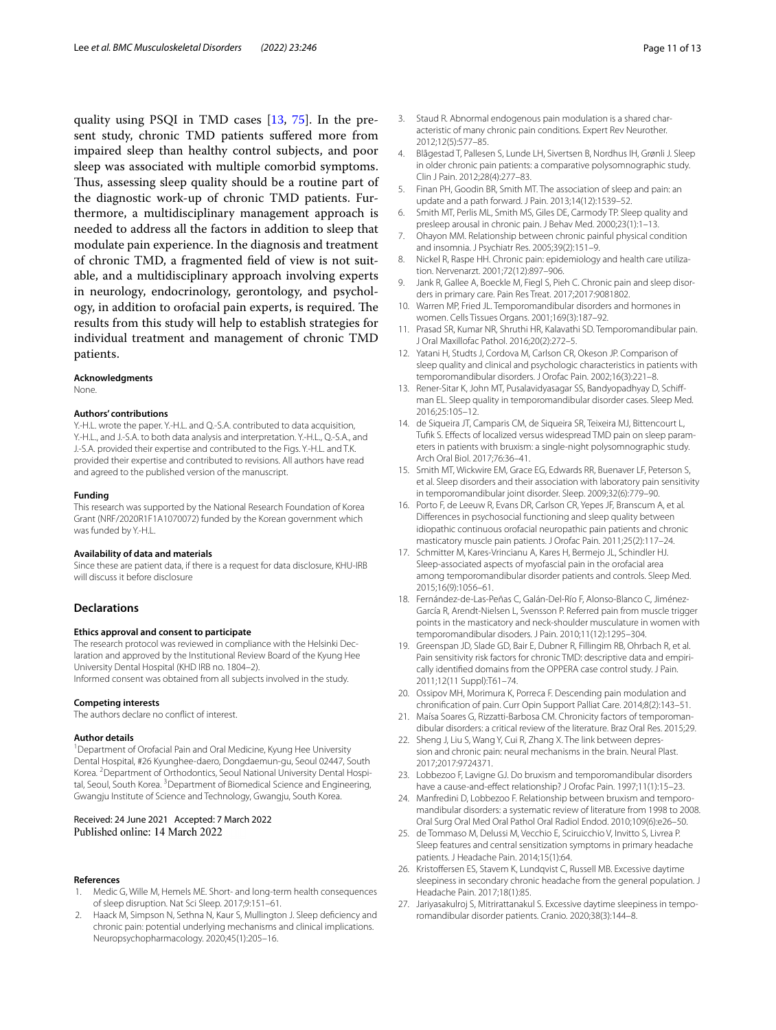quality using PSQI in TMD cases [13, 75]. In the present study, chronic TMD patients suffered more from impaired sleep than healthy control subjects, and poor sleep was associated with multiple comorbid symptoms. Thus, assessing sleep quality should be a routine part of the diagnostic work-up of chronic TMD patients. Furthermore, a multidisciplinary management approach is needed to address all the factors in addition to sleep that modulate pain experience. In the diagnosis and treatment of chronic TMD, a fragmented field of view is not suitable, and a multidisciplinary approach involving experts in neurology, endocrinology, gerontology, and psychology, in addition to orofacial pain experts, is required. The results from this study will help to establish strategies for individual treatment and management of chronic TMD patients.

#### Acknowledgments

None.

#### Authors' contributions

Y.-H.L. wrote the paper. Y.-H.L. and Q.-S.A. contributed to data acquisition, Y.-H.L., and J.-S.A. to both data analysis and interpretation. Y.-H.L., Q.-S.A., and J.-S.A. provided their expertise and contributed to the Figs. Y.-H.L. and T.K. provided their expertise and contributed to revisions. All authors have read and agreed to the published version of the manuscript.

#### Funding

This research was supported by the National Research Foundation of Korea Grant (NRF/2020R1F1A1070072) funded by the Korean government which was funded by Y.-H.L.

#### Availability of data and materials

Since these are patient data, if there is a request for data disclosure, KHU-IRB will discuss it before disclosure

## Declarations

#### Ethics approval and consent to participate

The research protocol was reviewed in compliance with the Helsinki Declaration and approved by the Institutional Review Board of the Kyung Hee University Dental Hospital (KHD IRB no. 1804–2).
Informed consent was obtained from all subjects involved in the study.

#### Competing interests

The authors declare no conflict of interest.

#### Author details

[1]Department of Orofacial Pain and Oral Medicine, Kyung Hee University Dental Hospital, #26 Kyunghee-daero, Dongdaemun-gu, Seoul 02447, South Korea. [2]Department of Orthodontics, Seoul National University Dental Hospital, Seoul, South Korea. [3]Department of Biomedical Science and Engineering, Gwangju Institute of Science and Technology, Gwangju, South Korea.

Received: 24 June 2021 Accepted: 7 March 2022
Published online: 14 March 2022

#### References

1. Medic G, Wille M, Hemels ME. Short- and long-term health consequences of sleep disruption. Nat Sci Sleep. 2017;9:151–61.
2. Haack M, Simpson N, Sethna N, Kaur S, Mullington J. Sleep deficiency and chronic pain: potential underlying mechanisms and clinical implications. Neuropsychopharmacology. 2020;45(1):205–16.
3. Staud R. Abnormal endogenous pain modulation is a shared characteristic of many chronic pain conditions. Expert Rev Neurother. 2012;12(5):577–85.
4. Blågestad T, Pallesen S, Lunde LH, Sivertsen B, Nordhus IH, Grønli J. Sleep in older chronic pain patients: a comparative polysomnographic study. Clin J Pain. 2012;28(4):277–83.
5. Finan PH, Goodin BR, Smith MT. The association of sleep and pain: an update and a path forward. J Pain. 2013;14(12):1539–52.
6. Smith MT, Perlis ML, Smith MS, Giles DE, Carmody TP. Sleep quality and presleep arousal in chronic pain. J Behav Med. 2000;23(1):1–13.
7. Ohayon MM. Relationship between chronic painful physical condition and insomnia. J Psychiatr Res. 2005;39(2):151–9.
8. Nickel R, Raspe HH. Chronic pain: epidemiology and health care utilization. Nervenarzt. 2001;72(12):897–906.
9. Jank R, Gallee A, Boeckle M, Fiegl S, Pieh C. Chronic pain and sleep disorders in primary care. Pain Res Treat. 2017;2017:9081802.
10. Warren MP, Fried JL. Temporomandibular disorders and hormones in women. Cells Tissues Organs. 2001;169(3):187–92.
11. Prasad SR, Kumar NR, Shruthi HR, Kalavathi SD. Temporomandibular pain. J Oral Maxillofac Pathol. 2016;20(2):272–5.
12. Yatani H, Studts J, Cordova M, Carlson CR, Okeson JP. Comparison of sleep quality and clinical and psychologic characteristics in patients with temporomandibular disorders. J Orofac Pain. 2002;16(3):221–8.
13. Rener-Sitar K, John MT, Pusalavidyasagar SS, Bandyopadhyay D, Schiffman EL. Sleep quality in temporomandibular disorder cases. Sleep Med. 2016;25:105–12.
14. de Siqueira JT, Camparis CM, de Siqueira SR, Teixeira MJ, Bittencourt L, Tufik S. Effects of localized versus widespread TMD pain on sleep parameters in patients with bruxism: a single-night polysomnographic study. Arch Oral Biol. 2017;76:36–41.
15. Smith MT, Wickwire EM, Grace EG, Edwards RR, Buenaver LF, Peterson S, et al. Sleep disorders and their association with laboratory pain sensitivity in temporomandibular joint disorder. Sleep. 2009;32(6):779–90.
16. Porto F, de Leeuw R, Evans DR, Carlson CR, Yepes JF, Branscum A, et al. Differences in psychosocial functioning and sleep quality between idiopathic continuous orofacial neuropathic pain patients and chronic masticatory muscle pain patients. J Orofac Pain. 2011;25(2):117–24.
17. Schmitter M, Kares-Vrincianu A, Kares H, Bermejo JL, Schindler HJ. Sleep-associated aspects of myofascial pain in the orofacial area among temporomandibular disorder patients and controls. Sleep Med. 2015;16(9):1056–61.
18. Fernández-de-Las-Peñas C, Galán-Del-Río F, Alonso-Blanco C, Jiménez-García R, Arendt-Nielsen L, Svensson P. Referred pain from muscle trigger points in the masticatory and neck-shoulder musculature in women with temporomandibular disoders. J Pain. 2010;11(12):1295–304.
19. Greenspan JD, Slade GD, Bair E, Dubner R, Fillingim RB, Ohrbach R, et al. Pain sensitivity risk factors for chronic TMD: descriptive data and empirically identified domains from the OPPERA case control study. J Pain. 2011;12(11 Suppl):T61–74.
20. Ossipov MH, Morimura K, Porreca F. Descending pain modulation and chronification of pain. Curr Opin Support Palliat Care. 2014;8(2):143–51.
21. Maísa Soares G, Rizzatti-Barbosa CM. Chronicity factors of temporomandibular disorders: a critical review of the literature. Braz Oral Res. 2015;29.
22. Sheng J, Liu S, Wang Y, Cui R, Zhang X. The link between depression and chronic pain: neural mechanisms in the brain. Neural Plast. 2017;2017:9724371.
23. Lobbezoo F, Lavigne GJ. Do bruxism and temporomandibular disorders have a cause-and-effect relationship? J Orofac Pain. 1997;11(1):15–23.
24. Manfredini D, Lobbezoo F. Relationship between bruxism and temporomandibular disorders: a systematic review of literature from 1998 to 2008. Oral Surg Oral Med Oral Pathol Oral Radiol Endod. 2010;109(6):e26–50.
25. de Tommaso M, Delussi M, Vecchio E, Sciruicchio V, Invitto S, Livrea P. Sleep features and central sensitization symptoms in primary headache patients. J Headache Pain. 2014;15(1):64.
26. Kristoffersen ES, Stavem K, Lundqvist C, Russell MB. Excessive daytime sleepiness in secondary chronic headache from the general population. J Headache Pain. 2017;18(1):85.
27. Jariyasakulroj S, Mitrirattanakul S. Excessive daytime sleepiness in temporomandibular disorder patients. Cranio. 2020;38(3):144–8.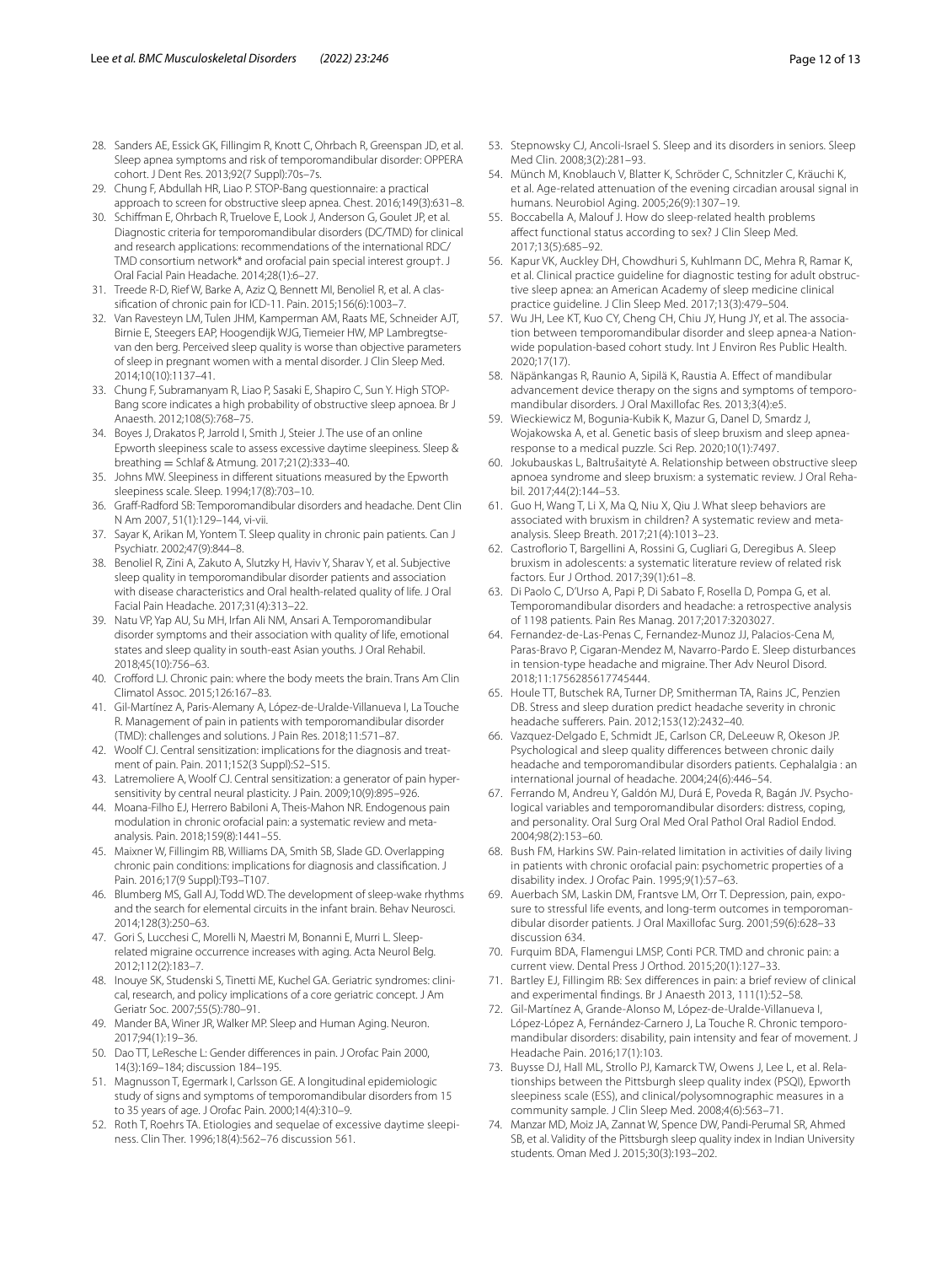28. Sanders AE, Essick GK, Fillingim R, Knott C, Ohrbach R, Greenspan JD, et al. Sleep apnea symptoms and risk of temporomandibular disorder: OPPERA cohort. J Dent Res. 2013;92(7 Suppl):70s–7s.
29. Chung F, Abdullah HR, Liao P. STOP-Bang questionnaire: a practical approach to screen for obstructive sleep apnea. Chest. 2016;149(3):631–8.
30. Schiffman E, Ohrbach R, Truelove E, Look J, Anderson G, Goulet JP, et al. Diagnostic criteria for temporomandibular disorders (DC/TMD) for clinical and research applications: recommendations of the international RDC/TMD consortium network* and orofacial pain special interest group†. J Oral Facial Pain Headache. 2014;28(1):6–27.
31. Treede R-D, Rief W, Barke A, Aziz Q, Bennett MI, Benoliel R, et al. A classification of chronic pain for ICD-11. Pain. 2015;156(6):1003–7.
32. Van Ravesteyn LM, Tulen JHM, Kamperman AM, Raats ME, Schneider AJT, Birnie E, Steegers EAP, Hoogendijk WJG, Tiemeier HW, MP Lambregtse-van den berg. Perceived sleep quality is worse than objective parameters of sleep in pregnant women with a mental disorder. J Clin Sleep Med. 2014;10(10):1137–41.
33. Chung F, Subramanyam R, Liao P, Sasaki E, Shapiro C, Sun Y. High STOP-Bang score indicates a high probability of obstructive sleep apnoea. Br J Anaesth. 2012;108(5):768–75.
34. Boyes J, Drakatos P, Jarrold I, Smith J, Steier J. The use of an online Epworth sleepiness scale to assess excessive daytime sleepiness. Sleep & breathing = Schlaf & Atmung. 2017;21(2):333–40.
35. Johns MW. Sleepiness in different situations measured by the Epworth sleepiness scale. Sleep. 1994;17(8):703–10.
36. Graff-Radford SB: Temporomandibular disorders and headache. Dent Clin N Am 2007, 51(1):129–144, vi-vii.
37. Sayar K, Arikan M, Yontem T. Sleep quality in chronic pain patients. Can J Psychiatr. 2002;47(9):844–8.
38. Benoliel R, Zini A, Zakuto A, Slutzky H, Haviv Y, Sharav Y, et al. Subjective sleep quality in temporomandibular disorder patients and association with disease characteristics and Oral health-related quality of life. J Oral Facial Pain Headache. 2017;31(4):313–22.
39. Natu VP, Yap AU, Su MH, Irfan Ali NM, Ansari A. Temporomandibular disorder symptoms and their association with quality of life, emotional states and sleep quality in south-east Asian youths. J Oral Rehabil. 2018;45(10):756–63.
40. Crofford LJ. Chronic pain: where the body meets the brain. Trans Am Clin Climatol Assoc. 2015;126:167–83.
41. Gil-Martínez A, Paris-Alemany A, López-de-Uralde-Villanueva I, La Touche R. Management of pain in patients with temporomandibular disorder (TMD): challenges and solutions. J Pain Res. 2018;11:571–87.
42. Woolf CJ. Central sensitization: implications for the diagnosis and treatment of pain. Pain. 2011;152(3 Suppl):S2–S15.
43. Latremoliere A, Woolf CJ. Central sensitization: a generator of pain hypersensitivity by central neural plasticity. J Pain. 2009;10(9):895–926.
44. Moana-Filho EJ, Herrero Babiloni A, Theis-Mahon NR. Endogenous pain modulation in chronic orofacial pain: a systematic review and meta-analysis. Pain. 2018;159(8):1441–55.
45. Maixner W, Fillingim RB, Williams DA, Smith SB, Slade GD. Overlapping chronic pain conditions: implications for diagnosis and classification. J Pain. 2016;17(9 Suppl):T93–T107.
46. Blumberg MS, Gall AJ, Todd WD. The development of sleep-wake rhythms and the search for elemental circuits in the infant brain. Behav Neurosci. 2014;128(3):250–63.
47. Gori S, Lucchesi C, Morelli N, Maestri M, Bonanni E, Murri L. Sleep-related migraine occurrence increases with aging. Acta Neurol Belg. 2012;112(2):183–7.
48. Inouye SK, Studenski S, Tinetti ME, Kuchel GA. Geriatric syndromes: clinical, research, and policy implications of a core geriatric concept. J Am Geriatr Soc. 2007;55(5):780–91.
49. Mander BA, Winer JR, Walker MP. Sleep and Human Aging. Neuron. 2017;94(1):19–36.
50. Dao TT, LeResche L: Gender differences in pain. J Orofac Pain 2000, 14(3):169–184; discussion 184–195.
51. Magnusson T, Egermark I, Carlsson GE. A longitudinal epidemiologic study of signs and symptoms of temporomandibular disorders from 15 to 35 years of age. J Orofac Pain. 2000;14(4):310–9.
52. Roth T, Roehrs TA. Etiologies and sequelae of excessive daytime sleepiness. Clin Ther. 1996;18(4):562–76 discussion 561.
53. Stepnowsky CJ, Ancoli-Israel S. Sleep and its disorders in seniors. Sleep Med Clin. 2008;3(2):281–93.
54. Münch M, Knoblauch V, Blatter K, Schröder C, Schnitzler C, Kräuchi K, et al. Age-related attenuation of the evening circadian arousal signal in humans. Neurobiol Aging. 2005;26(9):1307–19.
55. Boccabella A, Malouf J. How do sleep-related health problems affect functional status according to sex? J Clin Sleep Med. 2017;13(5):685–92.
56. Kapur VK, Auckley DH, Chowdhuri S, Kuhlmann DC, Mehra R, Ramar K, et al. Clinical practice guideline for diagnostic testing for adult obstructive sleep apnea: an American Academy of sleep medicine clinical practice guideline. J Clin Sleep Med. 2017;13(3):479–504.
57. Wu JH, Lee KT, Kuo CY, Cheng CH, Chiu JY, Hung JY, et al. The association between temporomandibular disorder and sleep apnea-a Nationwide population-based cohort study. Int J Environ Res Public Health. 2020;17(17).
58. Näpänkangas R, Raunio A, Sipilä K, Raustia A. Effect of mandibular advancement device therapy on the signs and symptoms of temporomandibular disorders. J Oral Maxillofac Res. 2013;3(4):e5.
59. Wieckiewicz M, Bogunia-Kubik K, Mazur G, Danel D, Smardz J, Wojakowska A, et al. Genetic basis of sleep bruxism and sleep apnea-response to a medical puzzle. Sci Rep. 2020;10(1):7497.
60. Jokubauskas L, Baltrušaitytė A. Relationship between obstructive sleep apnoea syndrome and sleep bruxism: a systematic review. J Oral Rehabil. 2017;44(2):144–53.
61. Guo H, Wang T, Li X, Ma Q, Niu X, Qiu J. What sleep behaviors are associated with bruxism in children? A systematic review and meta-analysis. Sleep Breath. 2017;21(4):1013–23.
62. Castroflorio T, Bargellini A, Rossini G, Cugliari G, Deregibus A. Sleep bruxism in adolescents: a systematic literature review of related risk factors. Eur J Orthod. 2017;39(1):61–8.
63. Di Paolo C, D'Urso A, Papi P, Di Sabato F, Rosella D, Pompa G, et al. Temporomandibular disorders and headache: a retrospective analysis of 1198 patients. Pain Res Manag. 2017;2017:3203027.
64. Fernandez-de-Las-Penas C, Fernandez-Munoz JJ, Palacios-Cena M, Paras-Bravo P, Cigaran-Mendez M, Navarro-Pardo E. Sleep disturbances in tension-type headache and migraine. Ther Adv Neurol Disord. 2018;11:1756285617745444.
65. Houle TT, Butschek RA, Turner DP, Smitherman TA, Rains JC, Penzien DB. Stress and sleep duration predict headache severity in chronic headache sufferers. Pain. 2012;153(12):2432–40.
66. Vazquez-Delgado E, Schmidt JE, Carlson CR, DeLeeuw R, Okeson JP. Psychological and sleep quality differences between chronic daily headache and temporomandibular disorders patients. Cephalalgia : an international journal of headache. 2004;24(6):446–54.
67. Ferrando M, Andreu Y, Galdón MJ, Durá E, Poveda R, Bagán JV. Psychological variables and temporomandibular disorders: distress, coping, and personality. Oral Surg Oral Med Oral Pathol Oral Radiol Endod. 2004;98(2):153–60.
68. Bush FM, Harkins SW. Pain-related limitation in activities of daily living in patients with chronic orofacial pain: psychometric properties of a disability index. J Orofac Pain. 1995;9(1):57–63.
69. Auerbach SM, Laskin DM, Frantsve LM, Orr T. Depression, pain, exposure to stressful life events, and long-term outcomes in temporomandibular disorder patients. J Oral Maxillofac Surg. 2001;59(6):628–33 discussion 634.
70. Furquim BDA, Flamengui LMSP, Conti PCR. TMD and chronic pain: a current view. Dental Press J Orthod. 2015;20(1):127–33.
71. Bartley EJ, Fillingim RB: Sex differences in pain: a brief review of clinical and experimental findings. Br J Anaesth 2013, 111(1):52–58.
72. Gil-Martínez A, Grande-Alonso M, López-de-Uralde-Villanueva I, López-López A, Fernández-Carnero J, La Touche R. Chronic temporomandibular disorders: disability, pain intensity and fear of movement. J Headache Pain. 2016;17(1):103.
73. Buysse DJ, Hall ML, Strollo PJ, Kamarck TW, Owens J, Lee L, et al. Relationships between the Pittsburgh sleep quality index (PSQI), Epworth sleepiness scale (ESS), and clinical/polysomnographic measures in a community sample. J Clin Sleep Med. 2008;4(6):563–71.
74. Manzar MD, Moiz JA, Zannat W, Spence DW, Pandi-Perumal SR, Ahmed SB, et al. Validity of the Pittsburgh sleep quality index in Indian University students. Oman Med J. 2015;30(3):193–202.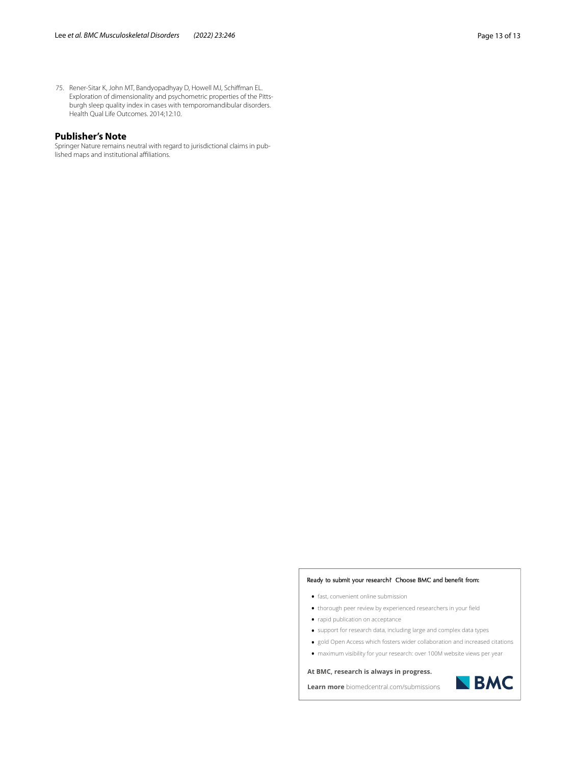75. Rener-Sitar K, John MT, Bandyopadhyay D, Howell MJ, Schiffman EL. Exploration of dimensionality and psychometric properties of the Pittsburgh sleep quality index in cases with temporomandibular disorders. Health Qual Life Outcomes. 2014;12:10.

## Publisher's Note

Springer Nature remains neutral with regard to jurisdictional claims in published maps and institutional affiliations.

Ready to submit your research? Choose BMC and benefit from:

- fast, convenient online submission
- thorough peer review by experienced researchers in your field
- rapid publication on acceptance
- support for research data, including large and complex data types
- gold Open Access which fosters wider collaboration and increased citations
- maximum visibility for your research: over 100M website views per year

**At BMC, research is always in progress.**

**Learn more** biomedcentral.com/submissions

BMC